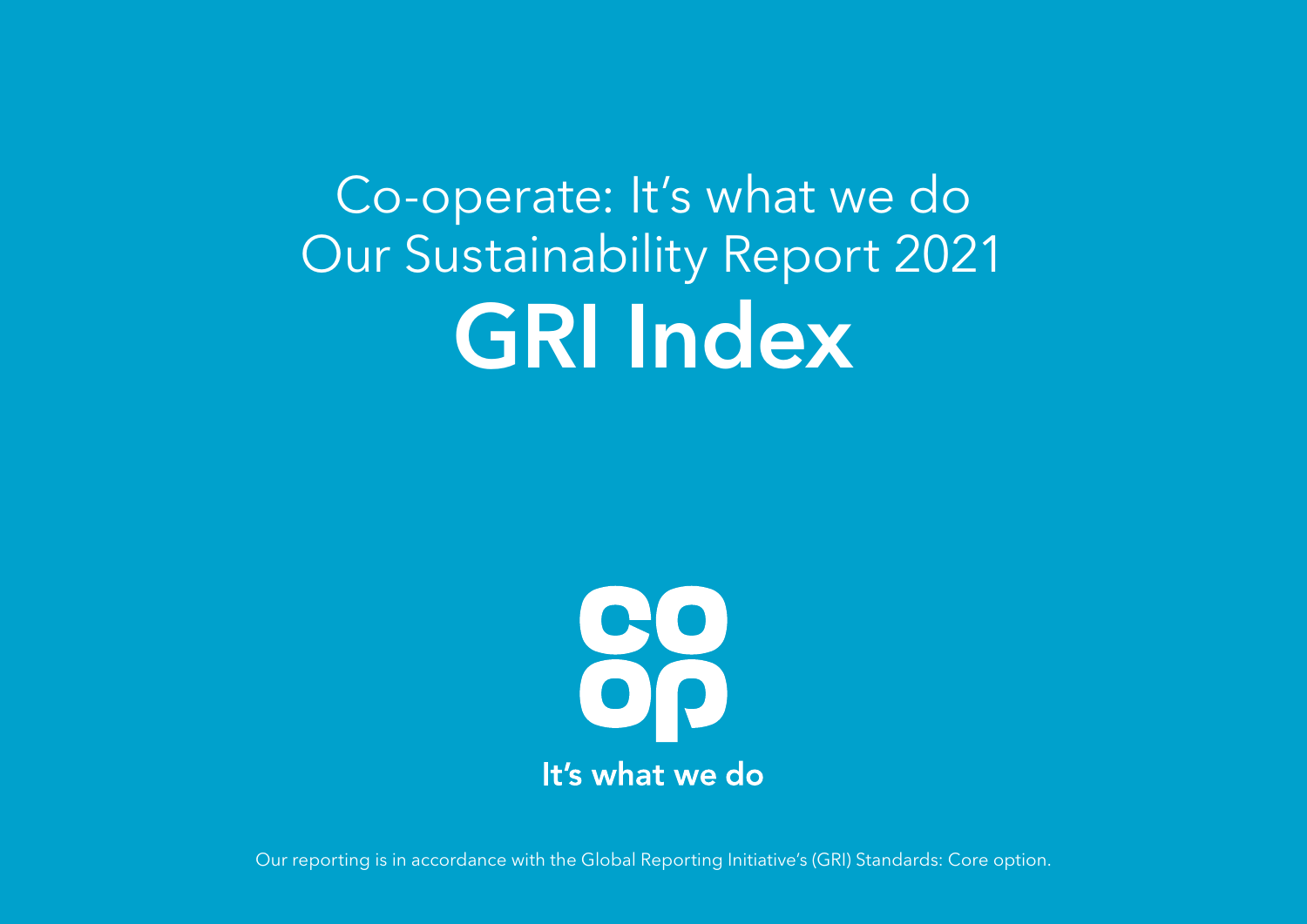Co-operate: It's what we do

Our Sustainability Report 2021

# GRI Index

It's what we do

Our reporting is in accordance with the Global Reporting Initiative's (GRI) Standards: Core option.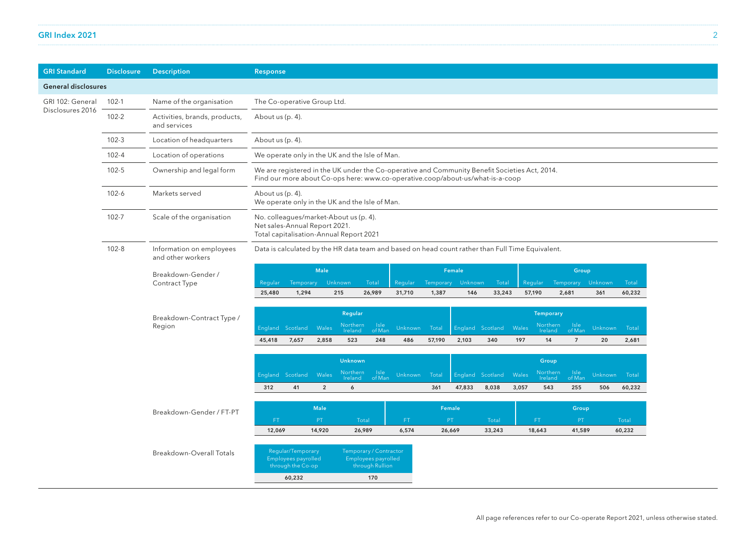## GRI Index 2021

| GRI Standard | Disclosure | Description | Response |
|---|---|---|---|
| **General disclosures** | | | |
| GRI 102: General Disclosures 2016 | 102-1 | Name of the organisation | The Co-operative Group Ltd. |
| | 102-2 | Activities, brands, products, and services | About us (p. 4). |
| | 102-3 | Location of headquarters | About us (p. 4). |
| | 102-4 | Location of operations | We operate only in the UK and the Isle of Man. |
| | 102-5 | Ownership and legal form | We are registered in the UK under the Co-operative and Community Benefit Societies Act, 2014. Find our more about Co-ops here: www.co-operative.coop/about-us/what-is-a-coop |
| | 102-6 | Markets served | About us (p. 4). We operate only in the UK and the Isle of Man. |
| | 102-7 | Scale of the organisation | No. colleagues/market-About us (p. 4). Net sales-Annual Report 2021. Total capitalisation-Annual Report 2021 |
| | 102-8 | Information on employees and other workers | Data is calculated by the HR data team and based on head count rather than Full Time Equivalent. |

**Breakdown-Gender / Contract Type**

| Male | | | | Female | | | | Group | | | |
|---|---|---|---|---|---|---|---|---|---|---|---|
| Regular | Temporary | Unknown | Total | Regular | Temporary | Unknown | Total | Regular | Temporary | Unknown | Total |
| 25,480 | 1,294 | 215 | 26,989 | 31,710 | 1,387 | 146 | 33,243 | 57,190 | 2,681 | 361 | 60,232 |

**Breakdown-Contract Type / Region**

| Regular | | | | | | | Temporary | | | | | | |
|---|---|---|---|---|---|---|---|---|---|---|---|---|---|
| England | Scotland | Wales | Northern Ireland | Isle of Man | Unknown | Total | England | Scotland | Wales | Northern Ireland | Isle of Man | Unknown | Total |
| 45,418 | 7,657 | 2,858 | 523 | 248 | 486 | 57,190 | 2,103 | 340 | 197 | 14 | 7 | 20 | 2,681 |

| Unknown | | | | | | | Group | | | | | | |
|---|---|---|---|---|---|---|---|---|---|---|---|---|---|
| England | Scotland | Wales | Northern Ireland | Isle of Man | Unknown | Total | England | Scotland | Wales | Northern Ireland | Isle of Man | Unknown | Total |
| 312 | 41 | 2 | 6 | | | 361 | 47,833 | 8,038 | 3,057 | 543 | 255 | 506 | 60,232 |

**Breakdown-Gender / FT-PT**

| Male | | | Female | | | Group | | |
|---|---|---|---|---|---|---|---|---|
| FT | PT | Total | FT | PT | Total | FT | PT | Total |
| 12,069 | 14,920 | 26,989 | 6,574 | 26,669 | 33,243 | 18,643 | 41,589 | 60,232 |

**Breakdown-Overall Totals**

| Regular/Temporary Employees payrolled through the Co-op | Temporary / Contractor Employees payrolled through Rullion |
|---|---|
| 60,232 | 170 |

All page references refer to our Co-operate Report 2021, unless otherwise stated.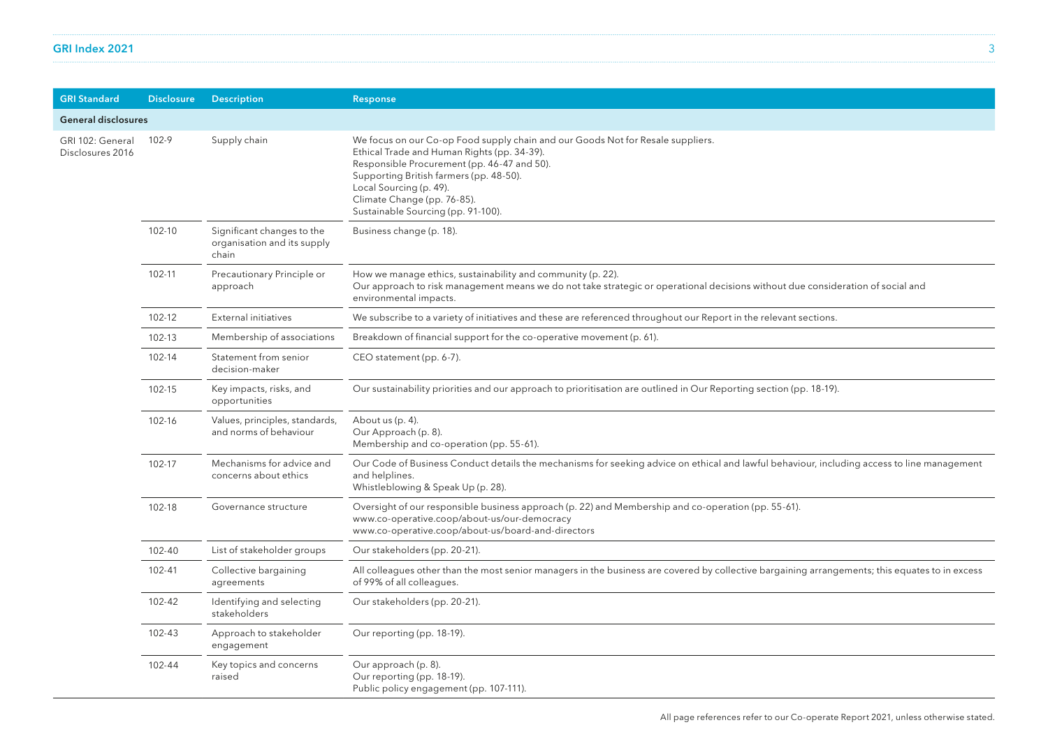| GRI Standard | Disclosure | Description | Response |
|---|---|---|---|
| **General disclosures** | | | |
| GRI 102: General Disclosures 2016 | 102-9 | Supply chain | We focus on our Co-op Food supply chain and our Goods Not for Resale suppliers.<br>Ethical Trade and Human Rights (pp. 34-39).<br>Responsible Procurement (pp. 46-47 and 50).<br>Supporting British farmers (pp. 48-50).<br>Local Sourcing (p. 49).<br>Climate Change (pp. 76-85).<br>Sustainable Sourcing (pp. 91-100). |
| | 102-10 | Significant changes to the organisation and its supply chain | Business change (p. 18). |
| | 102-11 | Precautionary Principle or approach | How we manage ethics, sustainability and community (p. 22).<br>Our approach to risk management means we do not take strategic or operational decisions without due consideration of social and environmental impacts. |
| | 102-12 | External initiatives | We subscribe to a variety of initiatives and these are referenced throughout our Report in the relevant sections. |
| | 102-13 | Membership of associations | Breakdown of financial support for the co-operative movement (p. 61). |
| | 102-14 | Statement from senior decision-maker | CEO statement (pp. 6-7). |
| | 102-15 | Key impacts, risks, and opportunities | Our sustainability priorities and our approach to prioritisation are outlined in Our Reporting section (pp. 18-19). |
| | 102-16 | Values, principles, standards, and norms of behaviour | About us (p. 4).<br>Our Approach (p. 8).<br>Membership and co-operation (pp. 55-61). |
| | 102-17 | Mechanisms for advice and concerns about ethics | Our Code of Business Conduct details the mechanisms for seeking advice on ethical and lawful behaviour, including access to line management and helplines.<br>Whistleblowing & Speak Up (p. 28). |
| | 102-18 | Governance structure | Oversight of our responsible business approach (p. 22) and Membership and co-operation (pp. 55-61).<br>www.co-operative.coop/about-us/our-democracy<br>www.co-operative.coop/about-us/board-and-directors |
| | 102-40 | List of stakeholder groups | Our stakeholders (pp. 20-21). |
| | 102-41 | Collective bargaining agreements | All colleagues other than the most senior managers in the business are covered by collective bargaining arrangements; this equates to in excess of 99% of all colleagues. |
| | 102-42 | Identifying and selecting stakeholders | Our stakeholders (pp. 20-21). |
| | 102-43 | Approach to stakeholder engagement | Our reporting (pp. 18-19). |
| | 102-44 | Key topics and concerns raised | Our approach (p. 8).<br>Our reporting (pp. 18-19).<br>Public policy engagement (pp. 107-111). |

All page references refer to our Co-operate Report 2021, unless otherwise stated.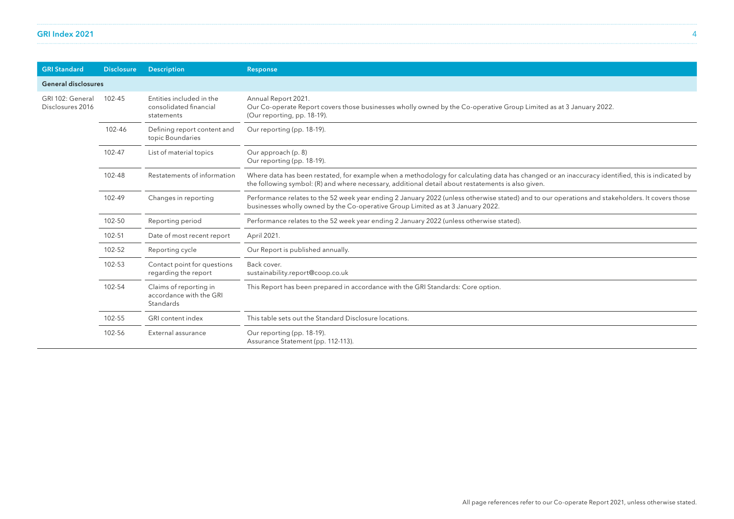| GRI Standard | Disclosure | Description | Response |
|---|---|---|---|
| **General disclosures** | | | |
| GRI 102: General Disclosures 2016 | 102-45 | Entities included in the consolidated financial statements | Annual Report 2021.<br>Our Co-operate Report covers those businesses wholly owned by the Co-operative Group Limited as at 3 January 2022.<br>(Our reporting, pp. 18-19). |
| | 102-46 | Defining report content and topic Boundaries | Our reporting (pp. 18-19). |
| | 102-47 | List of material topics | Our approach (p. 8)<br>Our reporting (pp. 18-19). |
| | 102-48 | Restatements of information | Where data has been restated, for example when a methodology for calculating data has changed or an inaccuracy identified, this is indicated by the following symbol: (R) and where necessary, additional detail about restatements is also given. |
| | 102-49 | Changes in reporting | Performance relates to the 52 week year ending 2 January 2022 (unless otherwise stated) and to our operations and stakeholders. It covers those businesses wholly owned by the Co-operative Group Limited as at 3 January 2022. |
| | 102-50 | Reporting period | Performance relates to the 52 week year ending 2 January 2022 (unless otherwise stated). |
| | 102-51 | Date of most recent report | April 2021. |
| | 102-52 | Reporting cycle | Our Report is published annually. |
| | 102-53 | Contact point for questions regarding the report | Back cover.<br>sustainability.report@coop.co.uk |
| | 102-54 | Claims of reporting in accordance with the GRI Standards | This Report has been prepared in accordance with the GRI Standards: Core option. |
| | 102-55 | GRI content index | This table sets out the Standard Disclosure locations. |
| | 102-56 | External assurance | Our reporting (pp. 18-19).<br>Assurance Statement (pp. 112-113). |

All page references refer to our Co-operate Report 2021, unless otherwise stated.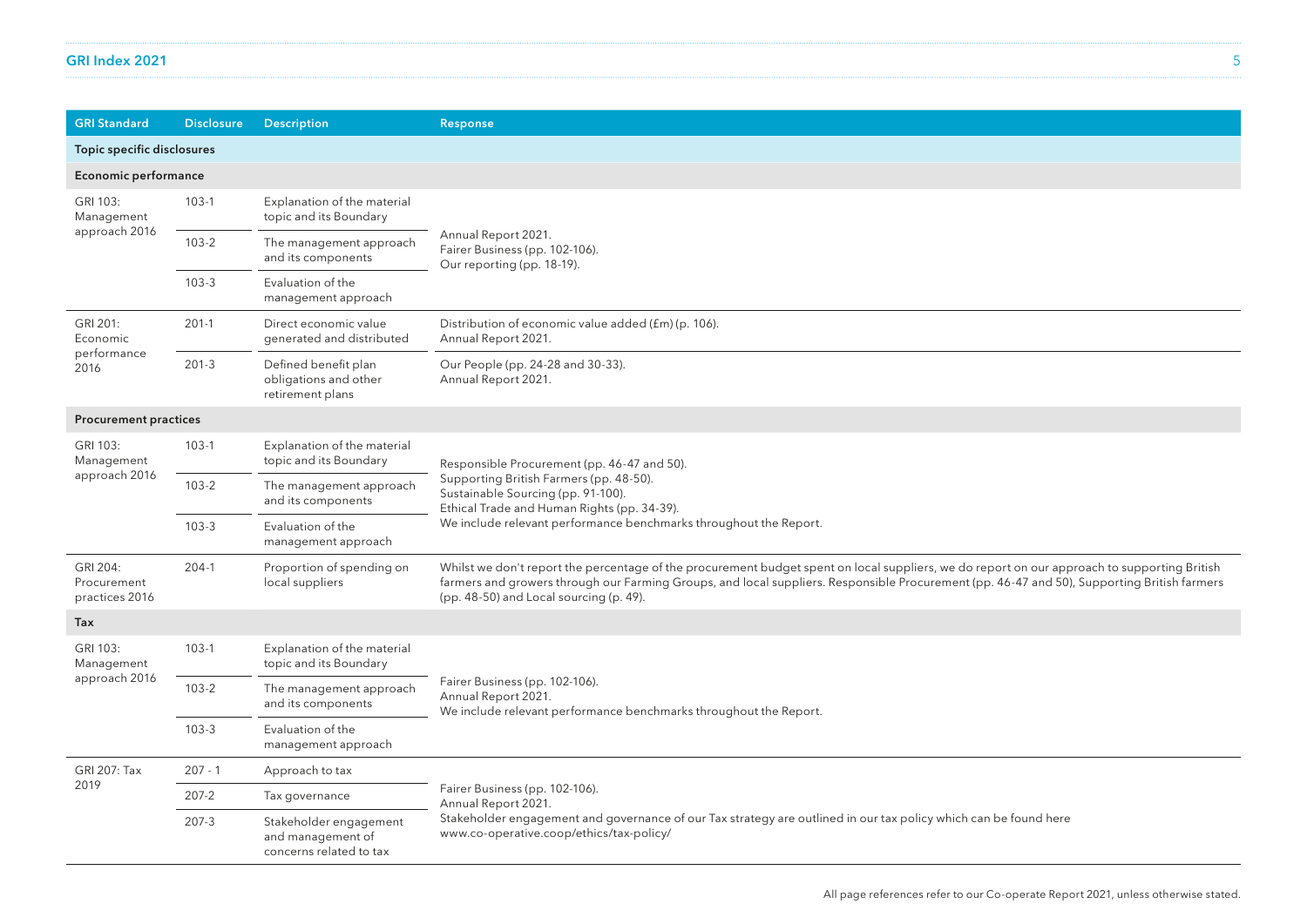| GRI Standard | Disclosure | Description | Response |
|---|---|---|---|
| **Topic specific disclosures** | | | |
| **Economic performance** | | | |
| GRI 103: Management approach 2016 | 103-1 | Explanation of the material topic and its Boundary | Annual Report 2021. Fairer Business (pp. 102-106). Our reporting (pp. 18-19). |
| | 103-2 | The management approach and its components | |
| | 103-3 | Evaluation of the management approach | |
| GRI 201: Economic performance 2016 | 201-1 | Direct economic value generated and distributed | Distribution of economic value added (£m) (p. 106). Annual Report 2021. |
| | 201-3 | Defined benefit plan obligations and other retirement plans | Our People (pp. 24-28 and 30-33). Annual Report 2021. |
| **Procurement practices** | | | |
| GRI 103: Management approach 2016 | 103-1 | Explanation of the material topic and its Boundary | Responsible Procurement (pp. 46-47 and 50). Supporting British Farmers (pp. 48-50). Sustainable Sourcing (pp. 91-100). Ethical Trade and Human Rights (pp. 34-39). We include relevant performance benchmarks throughout the Report. |
| | 103-2 | The management approach and its components | |
| | 103-3 | Evaluation of the management approach | |
| GRI 204: Procurement practices 2016 | 204-1 | Proportion of spending on local suppliers | Whilst we don't report the percentage of the procurement budget spent on local suppliers, we do report on our approach to supporting British farmers and growers through our Farming Groups, and local suppliers. Responsible Procurement (pp. 46-47 and 50), Supporting British farmers (pp. 48-50) and Local sourcing (p. 49). |
| **Tax** | | | |
| GRI 103: Management approach 2016 | 103-1 | Explanation of the material topic and its Boundary | Fairer Business (pp. 102-106). Annual Report 2021. We include relevant performance benchmarks throughout the Report. |
| | 103-2 | The management approach and its components | |
| | 103-3 | Evaluation of the management approach | |
| GRI 207: Tax 2019 | 207 - 1 | Approach to tax | Fairer Business (pp. 102-106). Annual Report 2021. Stakeholder engagement and governance of our Tax strategy are outlined in our tax policy which can be found here www.co-operative.coop/ethics/tax-policy/ |
| | 207-2 | Tax governance | |
| | 207-3 | Stakeholder engagement and management of concerns related to tax | |

All page references refer to our Co-operate Report 2021, unless otherwise stated.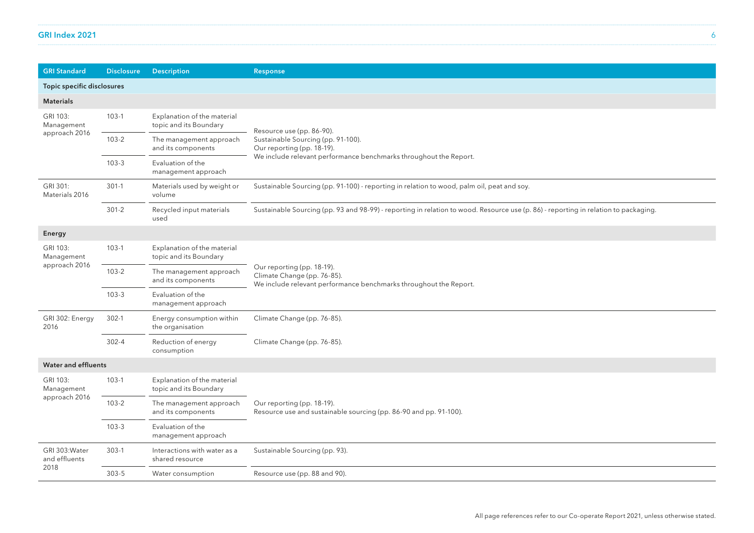| GRI Standard | Disclosure | Description | Response |
| --- | --- | --- | --- |
| **Topic specific disclosures** | | | |
| **Materials** | | | |
| GRI 103: Management approach 2016 | 103-1 | Explanation of the material topic and its Boundary | Resource use (pp. 86-90).<br>Sustainable Sourcing (pp. 91-100).<br>Our reporting (pp. 18-19).<br>We include relevant performance benchmarks throughout the Report. |
| | 103-2 | The management approach and its components | |
| | 103-3 | Evaluation of the management approach | |
| GRI 301: Materials 2016 | 301-1 | Materials used by weight or volume | Sustainable Sourcing (pp. 91-100) - reporting in relation to wood, palm oil, peat and soy. |
| | 301-2 | Recycled input materials used | Sustainable Sourcing (pp. 93 and 98-99) - reporting in relation to wood. Resource use (p. 86) - reporting in relation to packaging. |
| **Energy** | | | |
| GRI 103: Management approach 2016 | 103-1 | Explanation of the material topic and its Boundary | Our reporting (pp. 18-19).<br>Climate Change (pp. 76-85).<br>We include relevant performance benchmarks throughout the Report. |
| | 103-2 | The management approach and its components | |
| | 103-3 | Evaluation of the management approach | |
| GRI 302: Energy 2016 | 302-1 | Energy consumption within the organisation | Climate Change (pp. 76-85). |
| | 302-4 | Reduction of energy consumption | Climate Change (pp. 76-85). |
| **Water and effluents** | | | |
| GRI 103: Management approach 2016 | 103-1 | Explanation of the material topic and its Boundary | Our reporting (pp. 18-19).<br>Resource use and sustainable sourcing (pp. 86-90 and pp. 91-100). |
| | 103-2 | The management approach and its components | |
| | 103-3 | Evaluation of the management approach | |
| GRI 303:Water and effluents 2018 | 303-1 | Interactions with water as a shared resource | Sustainable Sourcing (pp. 93). |
| | 303-5 | Water consumption | Resource use (pp. 88 and 90). |

All page references refer to our Co-operate Report 2021, unless otherwise stated.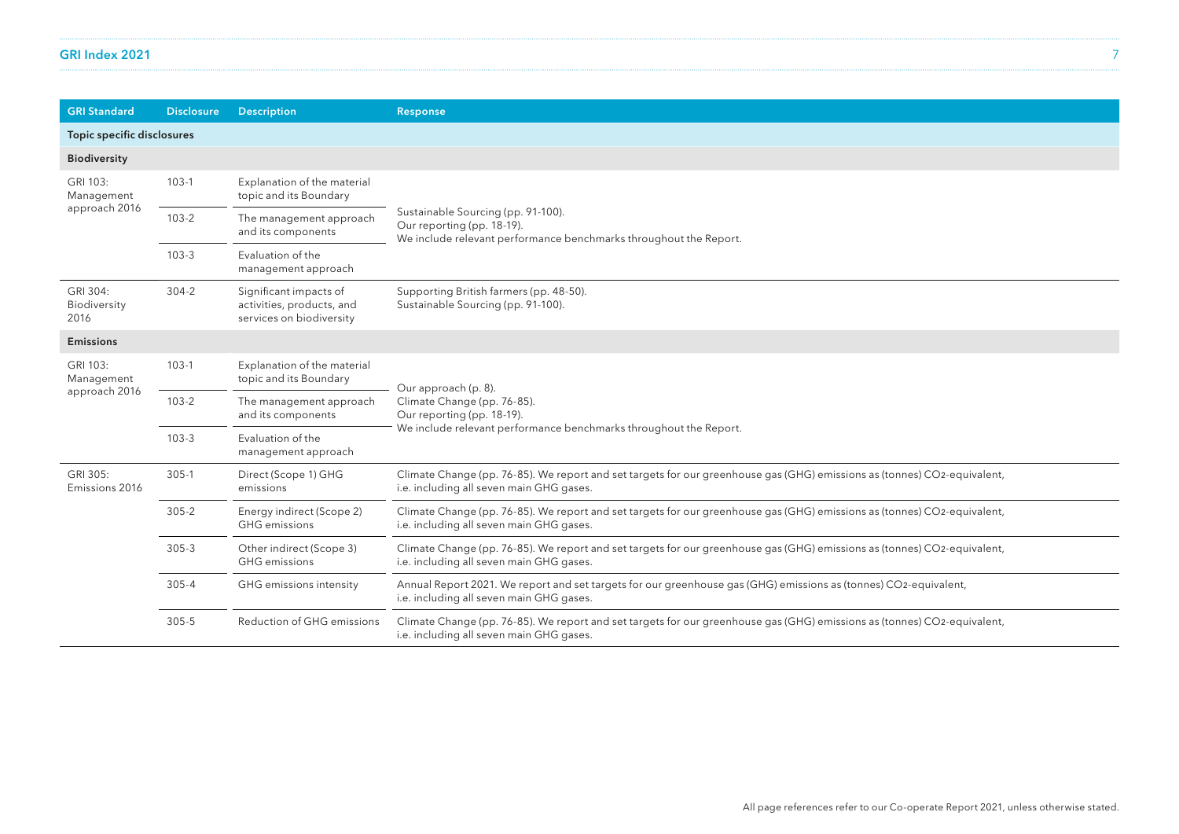| GRI Standard | Disclosure | Description | Response |
|---|---|---|---|
| **Topic specific disclosures** | | | |
| **Biodiversity** | | | |
| GRI 103: Management approach 2016 | 103-1 | Explanation of the material topic and its Boundary | Sustainable Sourcing (pp. 91-100). Our reporting (pp. 18-19). We include relevant performance benchmarks throughout the Report. |
| | 103-2 | The management approach and its components | |
| | 103-3 | Evaluation of the management approach | |
| GRI 304: Biodiversity 2016 | 304-2 | Significant impacts of activities, products, and services on biodiversity | Supporting British farmers (pp. 48-50). Sustainable Sourcing (pp. 91-100). |
| **Emissions** | | | |
| GRI 103: Management approach 2016 | 103-1 | Explanation of the material topic and its Boundary | Our approach (p. 8). Climate Change (pp. 76-85). Our reporting (pp. 18-19). We include relevant performance benchmarks throughout the Report. |
| | 103-2 | The management approach and its components | |
| | 103-3 | Evaluation of the management approach | |
| GRI 305: Emissions 2016 | 305-1 | Direct (Scope 1) GHG emissions | Climate Change (pp. 76-85). We report and set targets for our greenhouse gas (GHG) emissions as (tonnes) $CO_2$-equivalent, i.e. including all seven main GHG gases. |
| | 305-2 | Energy indirect (Scope 2) GHG emissions | Climate Change (pp. 76-85). We report and set targets for our greenhouse gas (GHG) emissions as (tonnes) $CO_2$-equivalent, i.e. including all seven main GHG gases. |
| | 305-3 | Other indirect (Scope 3) GHG emissions | Climate Change (pp. 76-85). We report and set targets for our greenhouse gas (GHG) emissions as (tonnes) $CO_2$-equivalent, i.e. including all seven main GHG gases. |
| | 305-4 | GHG emissions intensity | Annual Report 2021. We report and set targets for our greenhouse gas (GHG) emissions as (tonnes) $CO_2$-equivalent, i.e. including all seven main GHG gases. |
| | 305-5 | Reduction of GHG emissions | Climate Change (pp. 76-85). We report and set targets for our greenhouse gas (GHG) emissions as (tonnes) $CO_2$-equivalent, i.e. including all seven main GHG gases. |

All page references refer to our Co-operate Report 2021, unless otherwise stated.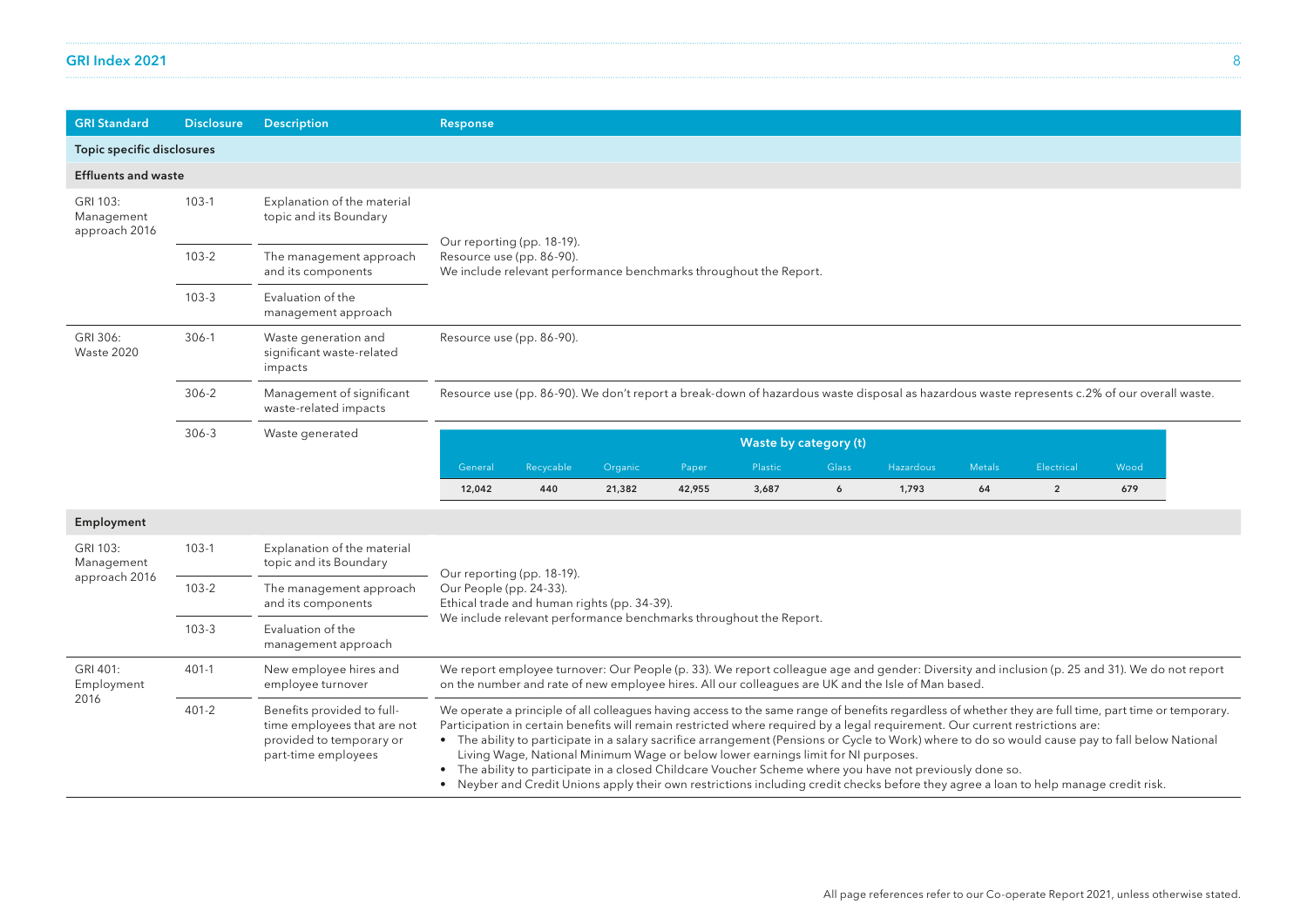## GRI Index 2021

| GRI Standard | Disclosure | Description | Response |
|---|---|---|---|
| **Topic specific disclosures** | | | |
| **Effluents and waste** | | | |
| GRI 103: Management approach 2016 | 103-1 | Explanation of the material topic and its Boundary | Our reporting (pp. 18-19).<br>Resource use (pp. 86-90).<br>We include relevant performance benchmarks throughout the Report. |
| | 103-2 | The management approach and its components | |
| | 103-3 | Evaluation of the management approach | |
| GRI 306: Waste 2020 | 306-1 | Waste generation and significant waste-related impacts | Resource use (pp. 86-90). |
| | 306-2 | Management of significant waste-related impacts | Resource use (pp. 86-90). We don't report a break-down of hazardous waste disposal as hazardous waste represents c.2% of our overall waste. |
| | 306-3 | Waste generated | See table below |

| Waste by category (t) | | | | | | | | | |
|---|---|---|---|---|---|---|---|---|---|
| General | Recyclable | Organic | Paper | Plastic | Glass | Hazardous | Metals | Electrical | Wood |
| 12,042 | 440 | 21,382 | 42,955 | 3,687 | 6 | 1,793 | 64 | 2 | 679 |

| GRI Standard | Disclosure | Description | Response |
|---|---|---|---|
| **Employment** | | | |
| GRI 103: Management approach 2016 | 103-1 | Explanation of the material topic and its Boundary | Our reporting (pp. 18-19).<br>Our People (pp. 24-33).<br>Ethical trade and human rights (pp. 34-39).<br>We include relevant performance benchmarks throughout the Report. |
| | 103-2 | The management approach and its components | |
| | 103-3 | Evaluation of the management approach | |
| GRI 401: Employment 2016 | 401-1 | New employee hires and employee turnover | We report employee turnover: Our People (p. 33). We report colleague age and gender: Diversity and inclusion (p. 25 and 31). We do not report on the number and rate of new employee hires. All our colleagues are UK and the Isle of Man based. |
| | 401-2 | Benefits provided to full-time employees that are not provided to temporary or part-time employees | We operate a principle of all colleagues having access to the same range of benefits regardless of whether they are full time, part time or temporary. Participation in certain benefits will remain restricted where required by a legal requirement. Our current restrictions are:<br>• The ability to participate in a salary sacrifice arrangement (Pensions or Cycle to Work) where to do so would cause pay to fall below National Living Wage, National Minimum Wage or below lower earnings limit for NI purposes.<br>• The ability to participate in a closed Childcare Voucher Scheme where you have not previously done so.<br>• Neyber and Credit Unions apply their own restrictions including credit checks before they agree a loan to help manage credit risk. |

All page references refer to our Co-operate Report 2021, unless otherwise stated.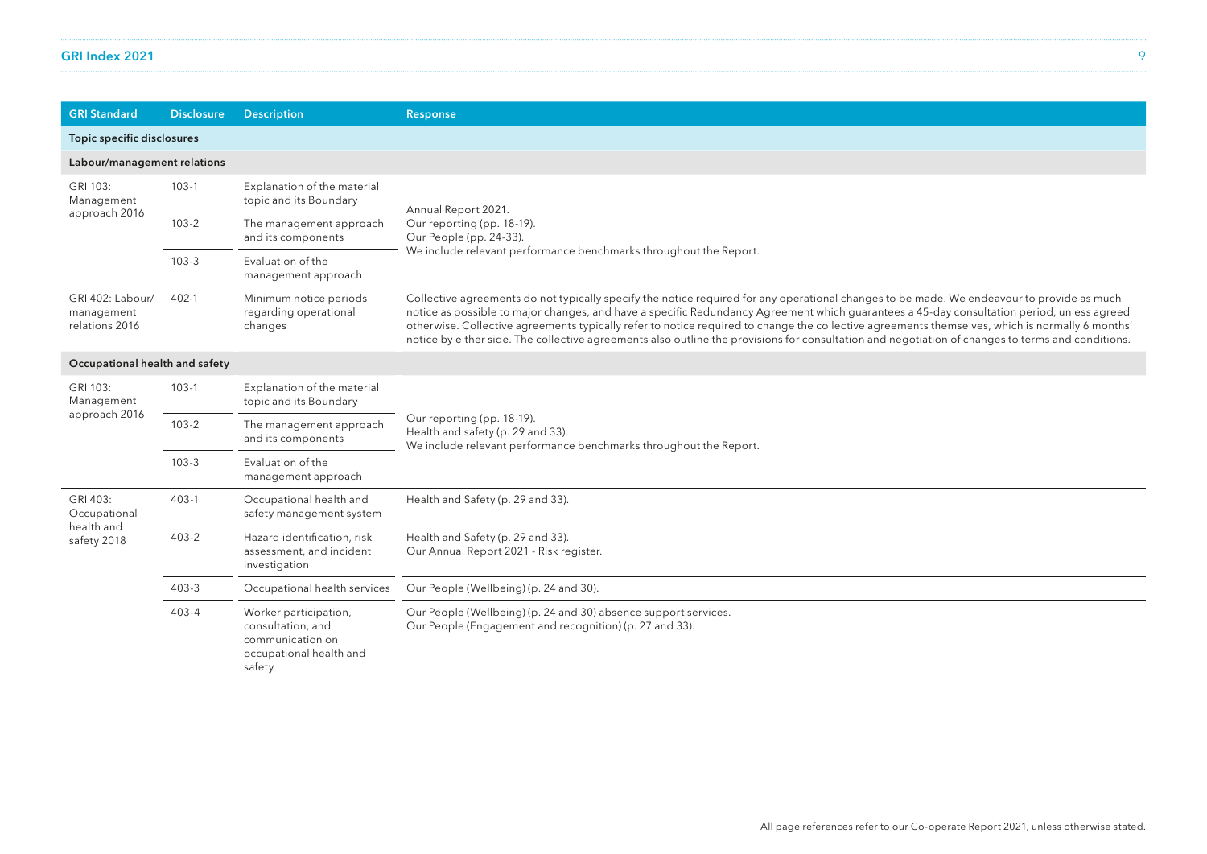| GRI Standard | Disclosure | Description | Response |
|---|---|---|---|
| **Topic specific disclosures** | | | |
| **Labour/management relations** | | | |
| GRI 103: Management approach 2016 | 103-1 | Explanation of the material topic and its Boundary | Annual Report 2021.<br>Our reporting (pp. 18-19).<br>Our People (pp. 24-33).<br>We include relevant performance benchmarks throughout the Report. |
| | 103-2 | The management approach and its components | |
| | 103-3 | Evaluation of the management approach | |
| GRI 402: Labour/ management relations 2016 | 402-1 | Minimum notice periods regarding operational changes | Collective agreements do not typically specify the notice required for any operational changes to be made. We endeavour to provide as much notice as possible to major changes, and have a specific Redundancy Agreement which guarantees a 45-day consultation period, unless agreed otherwise. Collective agreements typically refer to notice required to change the collective agreements themselves, which is normally 6 months' notice by either side. The collective agreements also outline the provisions for consultation and negotiation of changes to terms and conditions. |
| **Occupational health and safety** | | | |
| GRI 103: Management approach 2016 | 103-1 | Explanation of the material topic and its Boundary | Our reporting (pp. 18-19).<br>Health and safety (p. 29 and 33).<br>We include relevant performance benchmarks throughout the Report. |
| | 103-2 | The management approach and its components | |
| | 103-3 | Evaluation of the management approach | |
| GRI 403: Occupational health and safety 2018 | 403-1 | Occupational health and safety management system | Health and Safety (p. 29 and 33). |
| | 403-2 | Hazard identification, risk assessment, and incident investigation | Health and Safety (p. 29 and 33).<br>Our Annual Report 2021 - Risk register. |
| | 403-3 | Occupational health services | Our People (Wellbeing) (p. 24 and 30). |
| | 403-4 | Worker participation, consultation, and communication on occupational health and safety | Our People (Wellbeing) (p. 24 and 30) absence support services.<br>Our People (Engagement and recognition) (p. 27 and 33). |

All page references refer to our Co-operate Report 2021, unless otherwise stated.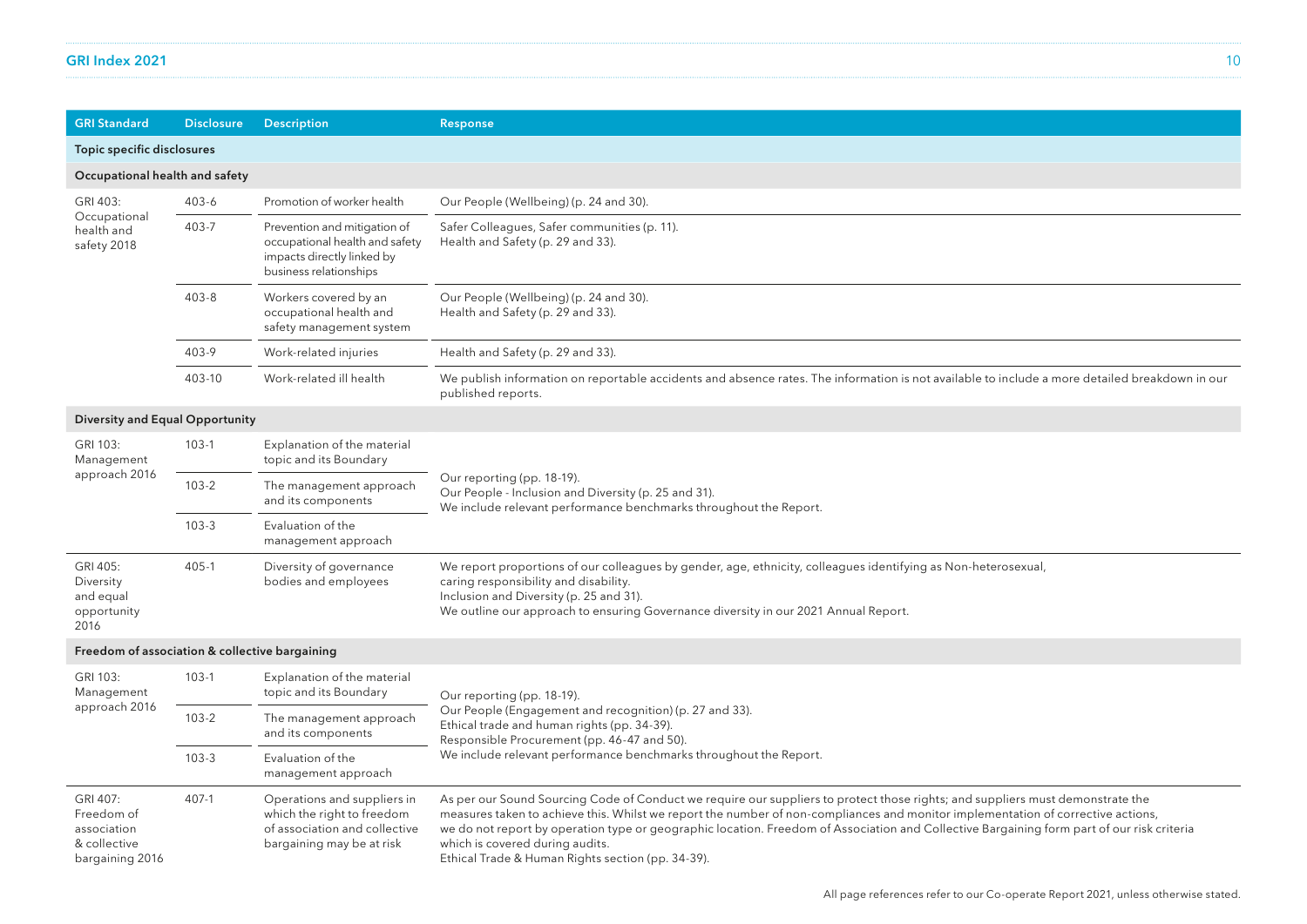| GRI Standard | Disclosure | Description | Response |
|---|---|---|---|
| **Topic specific disclosures** | | | |
| **Occupational health and safety** | | | |
| GRI 403: Occupational health and safety 2018 | 403-6 | Promotion of worker health | Our People (Wellbeing) (p. 24 and 30). |
| | 403-7 | Prevention and mitigation of occupational health and safety impacts directly linked by business relationships | Safer Colleagues, Safer communities (p. 11).<br>Health and Safety (p. 29 and 33). |
| | 403-8 | Workers covered by an occupational health and safety management system | Our People (Wellbeing) (p. 24 and 30).<br>Health and Safety (p. 29 and 33). |
| | 403-9 | Work-related injuries | Health and Safety (p. 29 and 33). |
| | 403-10 | Work-related ill health | We publish information on reportable accidents and absence rates. The information is not available to include a more detailed breakdown in our published reports. |
| **Diversity and Equal Opportunity** | | | |
| GRI 103: Management approach 2016 | 103-1 | Explanation of the material topic and its Boundary | Our reporting (pp. 18-19).<br>Our People - Inclusion and Diversity (p. 25 and 31).<br>We include relevant performance benchmarks throughout the Report. |
| | 103-2 | The management approach and its components | |
| | 103-3 | Evaluation of the management approach | |
| GRI 405: Diversity and equal opportunity 2016 | 405-1 | Diversity of governance bodies and employees | We report proportions of our colleagues by gender, age, ethnicity, colleagues identifying as Non-heterosexual, caring responsibility and disability.<br>Inclusion and Diversity (p. 25 and 31).<br>We outline our approach to ensuring Governance diversity in our 2021 Annual Report. |
| **Freedom of association & collective bargaining** | | | |
| GRI 103: Management approach 2016 | 103-1 | Explanation of the material topic and its Boundary | Our reporting (pp. 18-19).<br>Our People (Engagement and recognition) (p. 27 and 33).<br>Ethical trade and human rights (pp. 34-39).<br>Responsible Procurement (pp. 46-47 and 50).<br>We include relevant performance benchmarks throughout the Report. |
| | 103-2 | The management approach and its components | |
| | 103-3 | Evaluation of the management approach | |
| GRI 407: Freedom of association & collective bargaining 2016 | 407-1 | Operations and suppliers in which the right to freedom of association and collective bargaining may be at risk | As per our Sound Sourcing Code of Conduct we require our suppliers to protect those rights; and suppliers must demonstrate the measures taken to achieve this. Whilst we report the number of non-compliances and monitor implementation of corrective actions, we do not report by operation type or geographic location. Freedom of Association and Collective Bargaining form part of our risk criteria which is covered during audits.<br>Ethical Trade & Human Rights section (pp. 34-39). |

All page references refer to our Co-operate Report 2021, unless otherwise stated.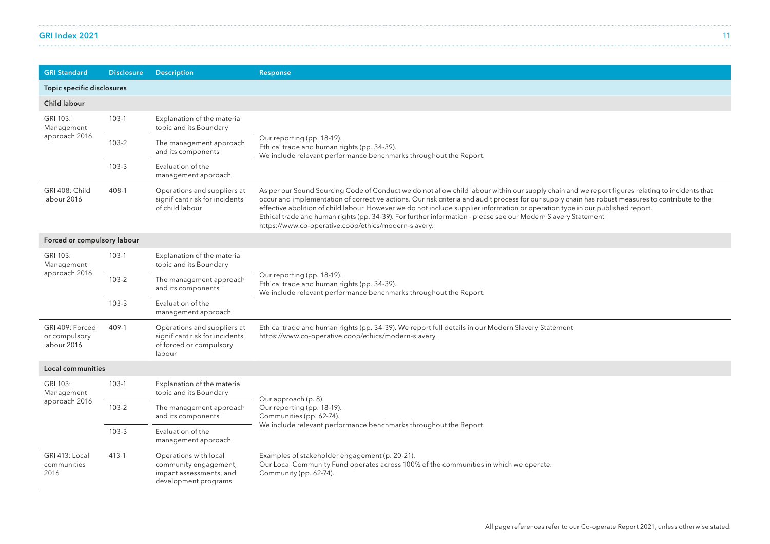| GRI Standard | Disclosure | Description | Response |
| --- | --- | --- | --- |
| **Topic specific disclosures** | | | |
| **Child labour** | | | |
| GRI 103: Management approach 2016 | 103-1 | Explanation of the material topic and its Boundary | Our reporting (pp. 18-19).<br>Ethical trade and human rights (pp. 34-39).<br>We include relevant performance benchmarks throughout the Report. |
| | 103-2 | The management approach and its components | |
| | 103-3 | Evaluation of the management approach | |
| GRI 408: Child labour 2016 | 408-1 | Operations and suppliers at significant risk for incidents of child labour | As per our Sound Sourcing Code of Conduct we do not allow child labour within our supply chain and we report figures relating to incidents that occur and implementation of corrective actions. Our risk criteria and audit process for our supply chain has robust measures to contribute to the effective abolition of child labour. However we do not include supplier information or operation type in our published report.<br>Ethical trade and human rights (pp. 34-39). For further information - please see our Modern Slavery Statement https://www.co-operative.coop/ethics/modern-slavery. |
| **Forced or compulsory labour** | | | |
| GRI 103: Management approach 2016 | 103-1 | Explanation of the material topic and its Boundary | Our reporting (pp. 18-19).<br>Ethical trade and human rights (pp. 34-39).<br>We include relevant performance benchmarks throughout the Report. |
| | 103-2 | The management approach and its components | |
| | 103-3 | Evaluation of the management approach | |
| GRI 409: Forced or compulsory labour 2016 | 409-1 | Operations and suppliers at significant risk for incidents of forced or compulsory labour | Ethical trade and human rights (pp. 34-39). We report full details in our Modern Slavery Statement https://www.co-operative.coop/ethics/modern-slavery. |
| **Local communities** | | | |
| GRI 103: Management approach 2016 | 103-1 | Explanation of the material topic and its Boundary | Our approach (p. 8).<br>Our reporting (pp. 18-19).<br>Communities (pp. 62-74).<br>We include relevant performance benchmarks throughout the Report. |
| | 103-2 | The management approach and its components | |
| | 103-3 | Evaluation of the management approach | |
| GRI 413: Local communities 2016 | 413-1 | Operations with local community engagement, impact assessments, and development programs | Examples of stakeholder engagement (p. 20-21).<br>Our Local Community Fund operates across 100% of the communities in which we operate.<br>Community (pp. 62-74). |

All page references refer to our Co-operate Report 2021, unless otherwise stated.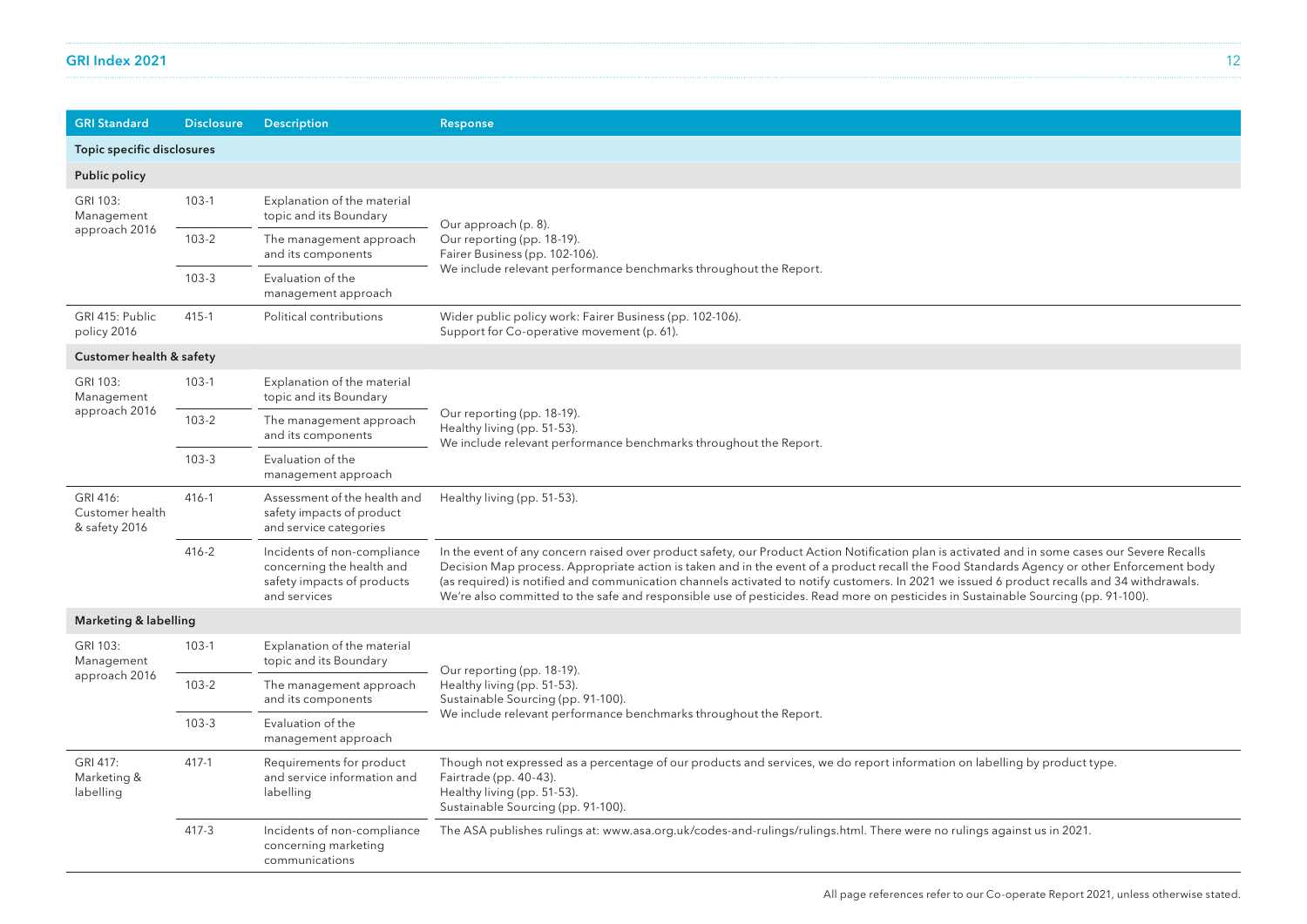| GRI Standard | Disclosure | Description | Response |
|---|---|---|---|
| **Topic specific disclosures** | | | |
| **Public policy** | | | |
| GRI 103: Management approach 2016 | 103-1 | Explanation of the material topic and its Boundary | Our approach (p. 8). Our reporting (pp. 18-19). Fairer Business (pp. 102-106). We include relevant performance benchmarks throughout the Report. |
| | 103-2 | The management approach and its components | |
| | 103-3 | Evaluation of the management approach | |
| GRI 415: Public policy 2016 | 415-1 | Political contributions | Wider public policy work: Fairer Business (pp. 102-106). Support for Co-operative movement (p. 61). |
| **Customer health & safety** | | | |
| GRI 103: Management approach 2016 | 103-1 | Explanation of the material topic and its Boundary | Our reporting (pp. 18-19). Healthy living (pp. 51-53). We include relevant performance benchmarks throughout the Report. |
| | 103-2 | The management approach and its components | |
| | 103-3 | Evaluation of the management approach | |
| GRI 416: Customer health & safety 2016 | 416-1 | Assessment of the health and safety impacts of product and service categories | Healthy living (pp. 51-53). |
| | 416-2 | Incidents of non-compliance concerning the health and safety impacts of products and services | In the event of any concern raised over product safety, our Product Action Notification plan is activated and in some cases our Severe Recalls Decision Map process. Appropriate action is taken and in the event of a product recall the Food Standards Agency or other Enforcement body (as required) is notified and communication channels activated to notify customers. In 2021 we issued 6 product recalls and 34 withdrawals. We're also committed to the safe and responsible use of pesticides. Read more on pesticides in Sustainable Sourcing (pp. 91-100). |
| **Marketing & labelling** | | | |
| GRI 103: Management approach 2016 | 103-1 | Explanation of the material topic and its Boundary | Our reporting (pp. 18-19). Healthy living (pp. 51-53). Sustainable Sourcing (pp. 91-100). We include relevant performance benchmarks throughout the Report. |
| | 103-2 | The management approach and its components | |
| | 103-3 | Evaluation of the management approach | |
| GRI 417: Marketing & labelling | 417-1 | Requirements for product and service information and labelling | Though not expressed as a percentage of our products and services, we do report information on labelling by product type. Fairtrade (pp. 40-43). Healthy living (pp. 51-53). Sustainable Sourcing (pp. 91-100). |
| | 417-3 | Incidents of non-compliance concerning marketing communications | The ASA publishes rulings at: www.asa.org.uk/codes-and-rulings/rulings.html. There were no rulings against us in 2021. |

All page references refer to our Co-operate Report 2021, unless otherwise stated.